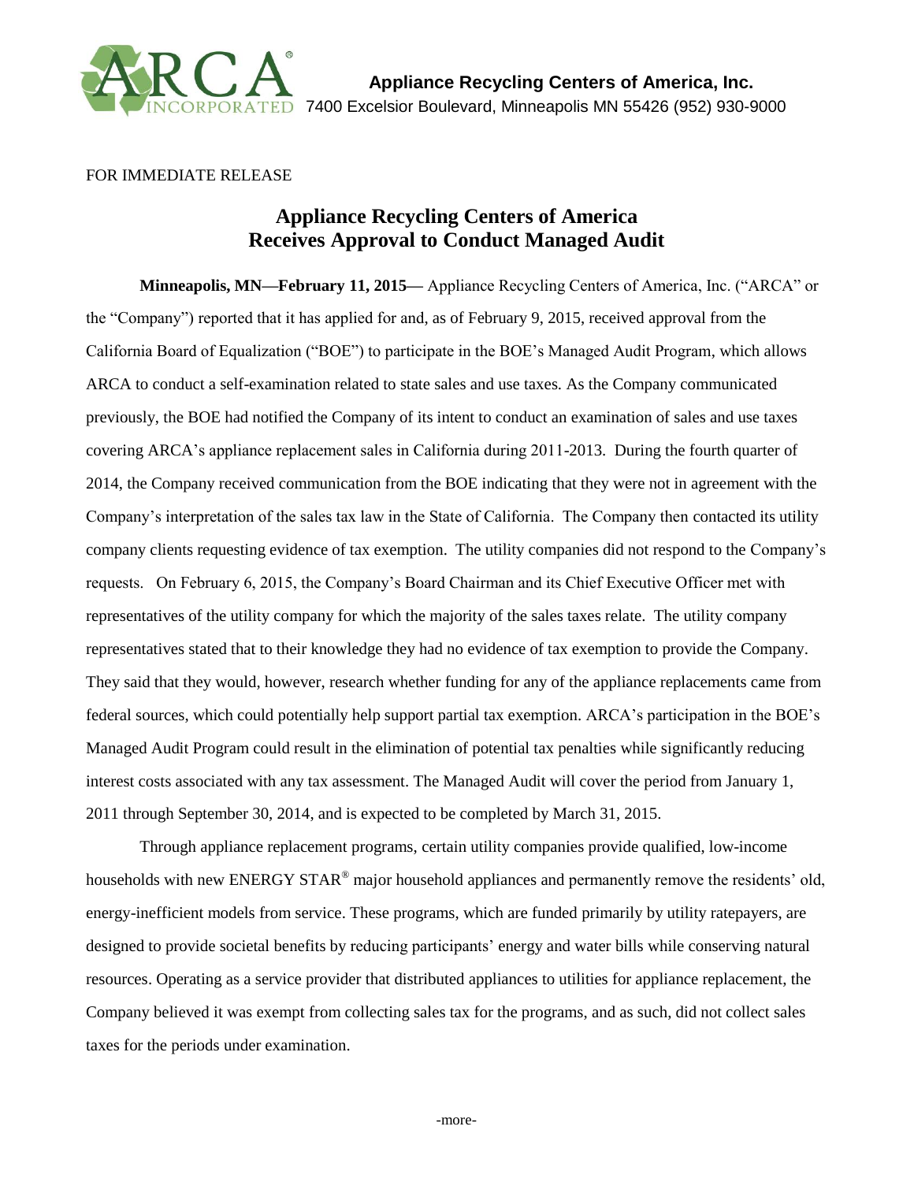**Appliance Recycling Centers of America, Inc.**
7400 Excelsior Boulevard, Minneapolis MN 55426 (952) 930-9000

FOR IMMEDIATE RELEASE

# Appliance Recycling Centers of America Receives Approval to Conduct Managed Audit

**Minneapolis, MN—February 11, 2015—** Appliance Recycling Centers of America, Inc. ("ARCA" or the "Company") reported that it has applied for and, as of February 9, 2015, received approval from the California Board of Equalization ("BOE") to participate in the BOE's Managed Audit Program, which allows ARCA to conduct a self-examination related to state sales and use taxes. As the Company communicated previously, the BOE had notified the Company of its intent to conduct an examination of sales and use taxes covering ARCA's appliance replacement sales in California during 2011-2013. During the fourth quarter of 2014, the Company received communication from the BOE indicating that they were not in agreement with the Company's interpretation of the sales tax law in the State of California. The Company then contacted its utility company clients requesting evidence of tax exemption. The utility companies did not respond to the Company's requests. On February 6, 2015, the Company's Board Chairman and its Chief Executive Officer met with representatives of the utility company for which the majority of the sales taxes relate. The utility company representatives stated that to their knowledge they had no evidence of tax exemption to provide the Company. They said that they would, however, research whether funding for any of the appliance replacements came from federal sources, which could potentially help support partial tax exemption. ARCA's participation in the BOE's Managed Audit Program could result in the elimination of potential tax penalties while significantly reducing interest costs associated with any tax assessment. The Managed Audit will cover the period from January 1, 2011 through September 30, 2014, and is expected to be completed by March 31, 2015.

Through appliance replacement programs, certain utility companies provide qualified, low-income households with new ENERGY STAR® major household appliances and permanently remove the residents' old, energy-inefficient models from service. These programs, which are funded primarily by utility ratepayers, are designed to provide societal benefits by reducing participants' energy and water bills while conserving natural resources. Operating as a service provider that distributed appliances to utilities for appliance replacement, the Company believed it was exempt from collecting sales tax for the programs, and as such, did not collect sales taxes for the periods under examination.

-more-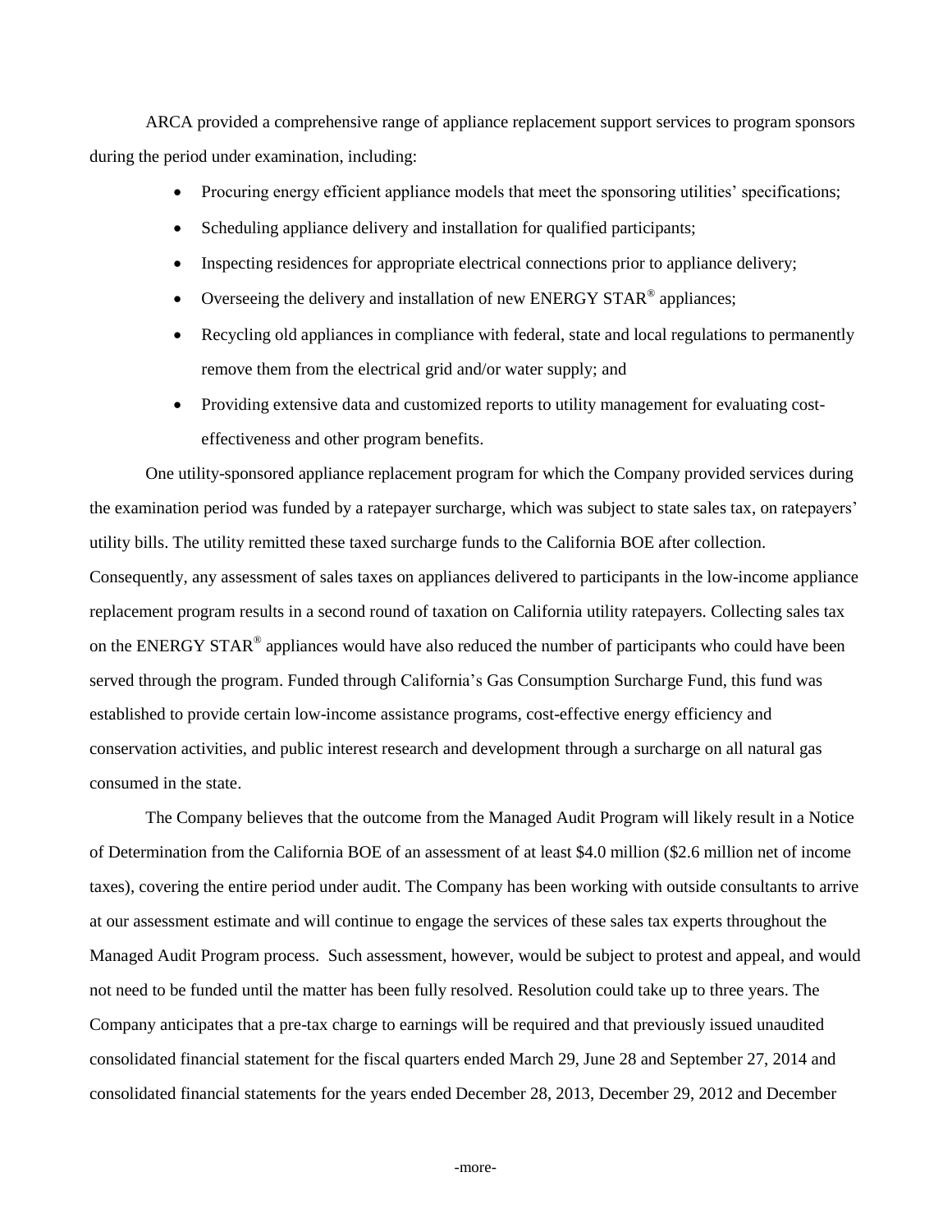ARCA provided a comprehensive range of appliance replacement support services to program sponsors during the period under examination, including:

- Procuring energy efficient appliance models that meet the sponsoring utilities' specifications;
- Scheduling appliance delivery and installation for qualified participants;
- Inspecting residences for appropriate electrical connections prior to appliance delivery;
- Overseeing the delivery and installation of new ENERGY STAR® appliances;
- Recycling old appliances in compliance with federal, state and local regulations to permanently remove them from the electrical grid and/or water supply; and
- Providing extensive data and customized reports to utility management for evaluating cost-effectiveness and other program benefits.

One utility-sponsored appliance replacement program for which the Company provided services during the examination period was funded by a ratepayer surcharge, which was subject to state sales tax, on ratepayers' utility bills. The utility remitted these taxed surcharge funds to the California BOE after collection. Consequently, any assessment of sales taxes on appliances delivered to participants in the low-income appliance replacement program results in a second round of taxation on California utility ratepayers. Collecting sales tax on the ENERGY STAR® appliances would have also reduced the number of participants who could have been served through the program. Funded through California's Gas Consumption Surcharge Fund, this fund was established to provide certain low-income assistance programs, cost-effective energy efficiency and conservation activities, and public interest research and development through a surcharge on all natural gas consumed in the state.

The Company believes that the outcome from the Managed Audit Program will likely result in a Notice of Determination from the California BOE of an assessment of at least $4.0 million ($2.6 million net of income taxes), covering the entire period under audit. The Company has been working with outside consultants to arrive at our assessment estimate and will continue to engage the services of these sales tax experts throughout the Managed Audit Program process. Such assessment, however, would be subject to protest and appeal, and would not need to be funded until the matter has been fully resolved. Resolution could take up to three years. The Company anticipates that a pre-tax charge to earnings will be required and that previously issued unaudited consolidated financial statement for the fiscal quarters ended March 29, June 28 and September 27, 2014 and consolidated financial statements for the years ended December 28, 2013, December 29, 2012 and December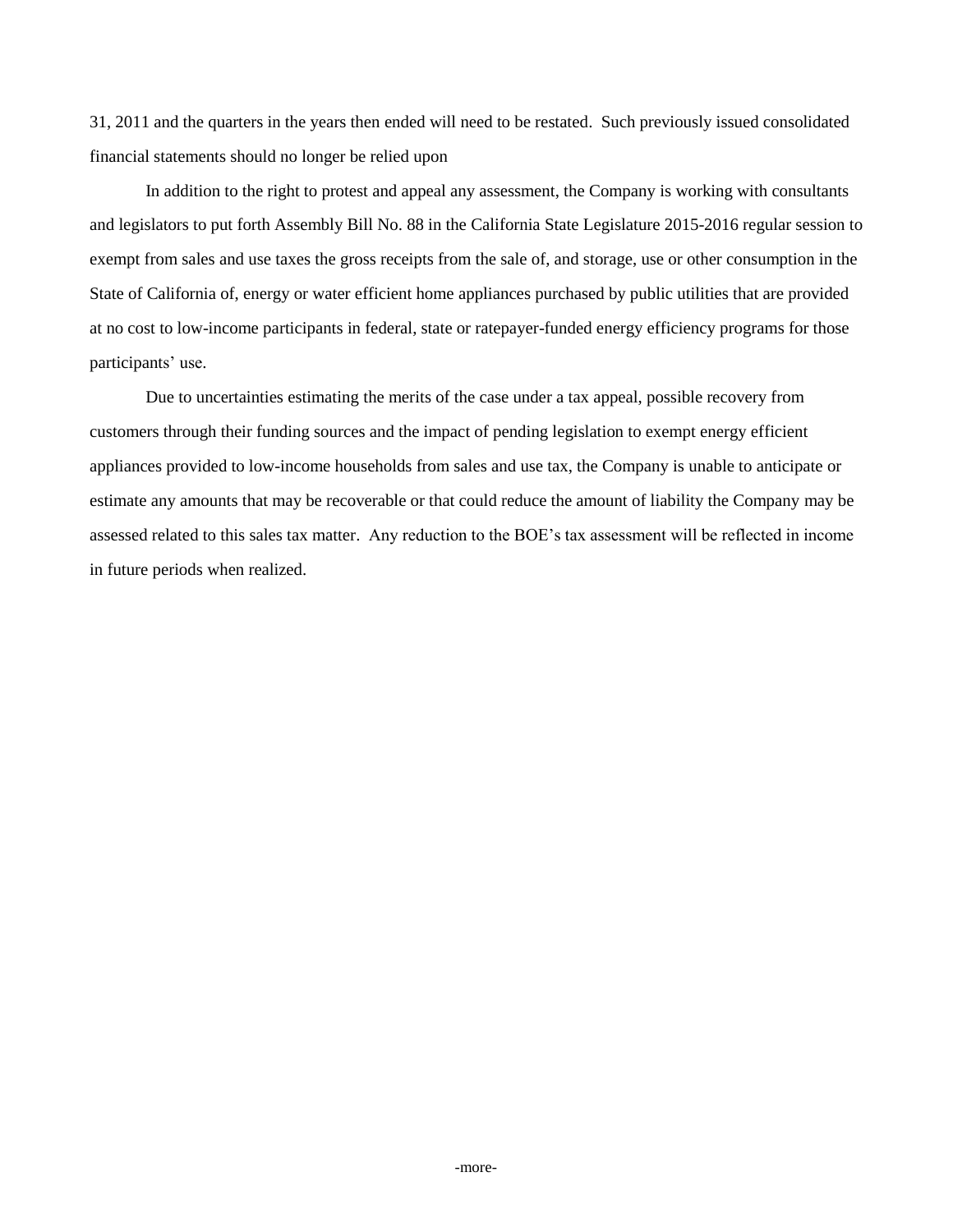31, 2011 and the quarters in the years then ended will need to be restated. Such previously issued consolidated financial statements should no longer be relied upon

In addition to the right to protest and appeal any assessment, the Company is working with consultants and legislators to put forth Assembly Bill No. 88 in the California State Legislature 2015-2016 regular session to exempt from sales and use taxes the gross receipts from the sale of, and storage, use or other consumption in the State of California of, energy or water efficient home appliances purchased by public utilities that are provided at no cost to low-income participants in federal, state or ratepayer-funded energy efficiency programs for those participants' use.

Due to uncertainties estimating the merits of the case under a tax appeal, possible recovery from customers through their funding sources and the impact of pending legislation to exempt energy efficient appliances provided to low-income households from sales and use tax, the Company is unable to anticipate or estimate any amounts that may be recoverable or that could reduce the amount of liability the Company may be assessed related to this sales tax matter. Any reduction to the BOE's tax assessment will be reflected in income in future periods when realized.

-more-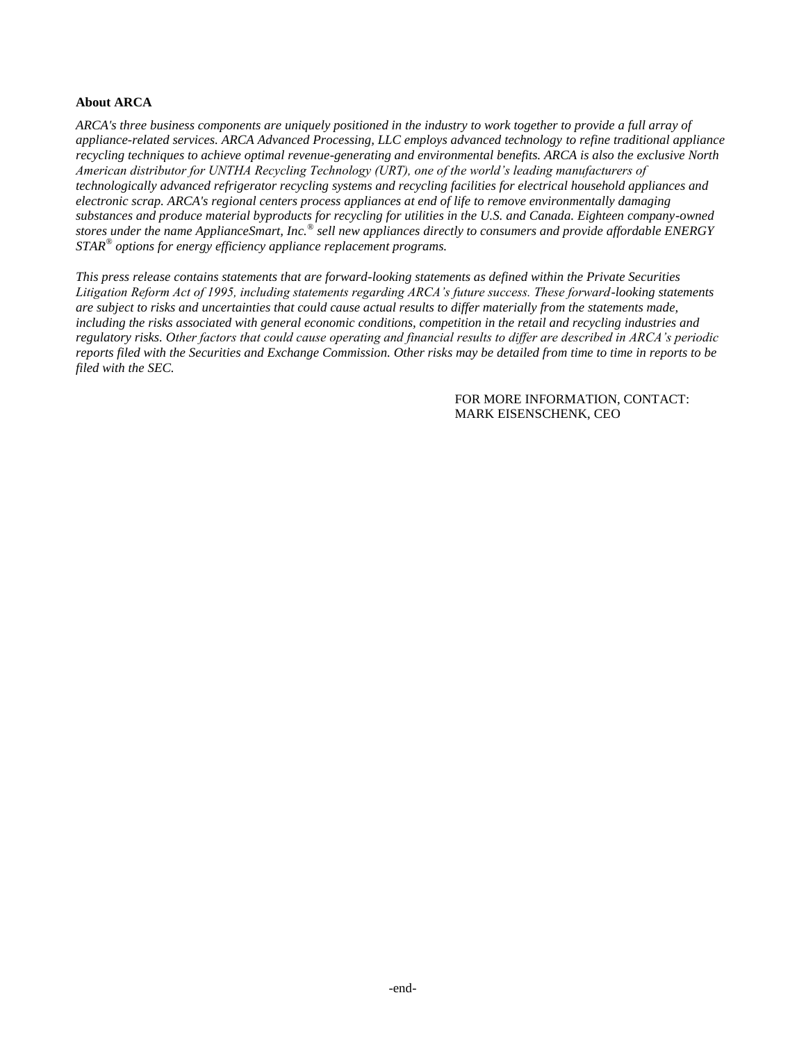**About ARCA**

*ARCA's three business components are uniquely positioned in the industry to work together to provide a full array of appliance-related services. ARCA Advanced Processing, LLC employs advanced technology to refine traditional appliance recycling techniques to achieve optimal revenue-generating and environmental benefits. ARCA is also the exclusive North American distributor for UNTHA Recycling Technology (URT), one of the world's leading manufacturers of technologically advanced refrigerator recycling systems and recycling facilities for electrical household appliances and electronic scrap. ARCA's regional centers process appliances at end of life to remove environmentally damaging substances and produce material byproducts for recycling for utilities in the U.S. and Canada. Eighteen company-owned stores under the name ApplianceSmart, Inc.® sell new appliances directly to consumers and provide affordable ENERGY STAR® options for energy efficiency appliance replacement programs.*

*This press release contains statements that are forward-looking statements as defined within the Private Securities Litigation Reform Act of 1995, including statements regarding ARCA's future success. These forward-looking statements are subject to risks and uncertainties that could cause actual results to differ materially from the statements made, including the risks associated with general economic conditions, competition in the retail and recycling industries and regulatory risks. Other factors that could cause operating and financial results to differ are described in ARCA's periodic reports filed with the Securities and Exchange Commission. Other risks may be detailed from time to time in reports to be filed with the SEC.*

FOR MORE INFORMATION, CONTACT:
MARK EISENSCHENK, CEO

-end-